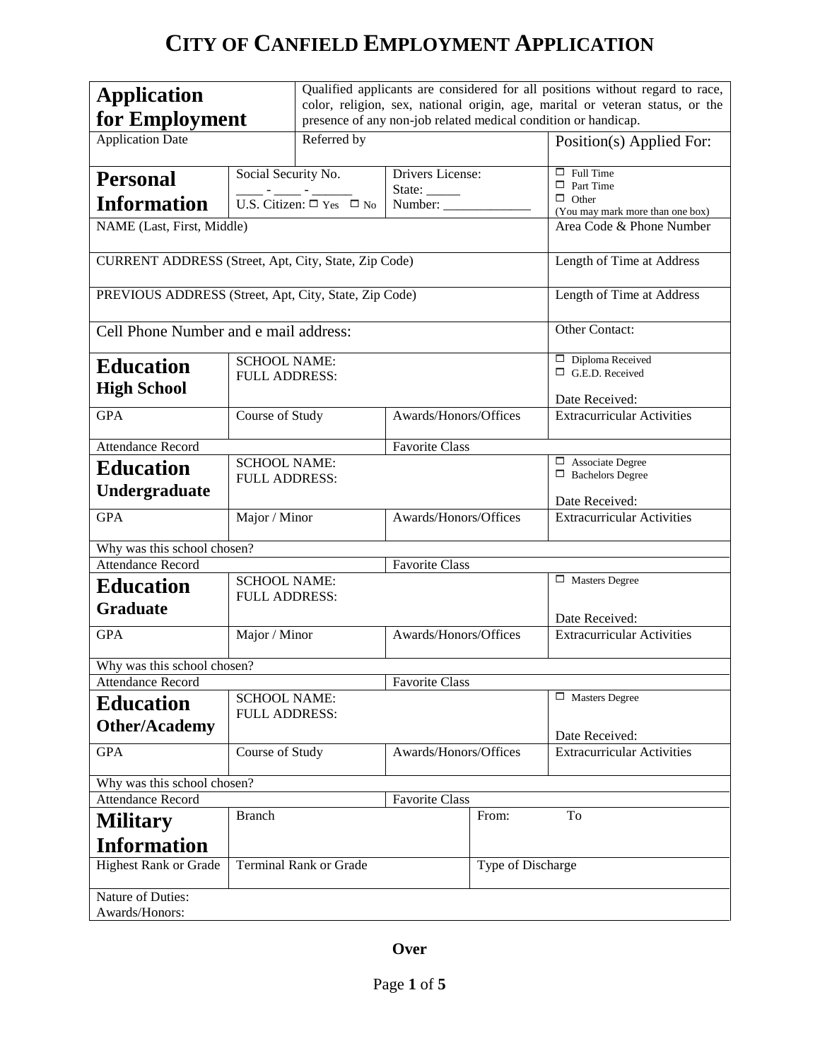# CITY OF CANFIELD EMPLOYMENT APPLICATION

| **Application for Employment** | Qualified applicants are considered for all positions without regard to race, color, religion, sex, national origin, age, marital or veteran status, or the presence of any non-job related medical condition or handicap. | | |
|---|---|---|---|
| Application Date | Referred by | | Position(s) Applied For: |
| **Personal Information** | Social Security No. ____ - ____ - ______ U.S. Citizen: ☐ Yes ☐ No | Drivers License: State: _____ Number: _____________ | ☐ Full Time ☐ Part Time ☐ Other (You may mark more than one box) |
| NAME (Last, First, Middle) | | | Area Code & Phone Number |
| CURRENT ADDRESS (Street, Apt, City, State, Zip Code) | | | Length of Time at Address |
| PREVIOUS ADDRESS (Street, Apt, City, State, Zip Code) | | | Length of Time at Address |
| Cell Phone Number and e mail address: | | | Other Contact: |
| **Education High School** | SCHOOL NAME: FULL ADDRESS: | | ☐ Diploma Received ☐ G.E.D. Received Date Received: |
| GPA | Course of Study | Awards/Honors/Offices | Extracurricular Activities |
| Attendance Record | | Favorite Class | |
| **Education Undergraduate** | SCHOOL NAME: FULL ADDRESS: | | ☐ Associate Degree ☐ Bachelors Degree Date Received: |
| GPA | Major / Minor | Awards/Honors/Offices | Extracurricular Activities |
| Why was this school chosen? | | | |
| Attendance Record | | Favorite Class | |
| **Education Graduate** | SCHOOL NAME: FULL ADDRESS: | | ☐ Masters Degree Date Received: |
| GPA | Major / Minor | Awards/Honors/Offices | Extracurricular Activities |
| Why was this school chosen? | | | |
| Attendance Record | | Favorite Class | |
| **Education Other/Academy** | SCHOOL NAME: FULL ADDRESS: | | ☐ Masters Degree Date Received: |
| GPA | Course of Study | Awards/Honors/Offices | Extracurricular Activities |
| Why was this school chosen? | | | |
| Attendance Record | | Favorite Class | |
| **Military Information** | Branch | From: To | |
| Highest Rank or Grade | Terminal Rank or Grade | Type of Discharge | |
| Nature of Duties: Awards/Honors: | | | |

**Over**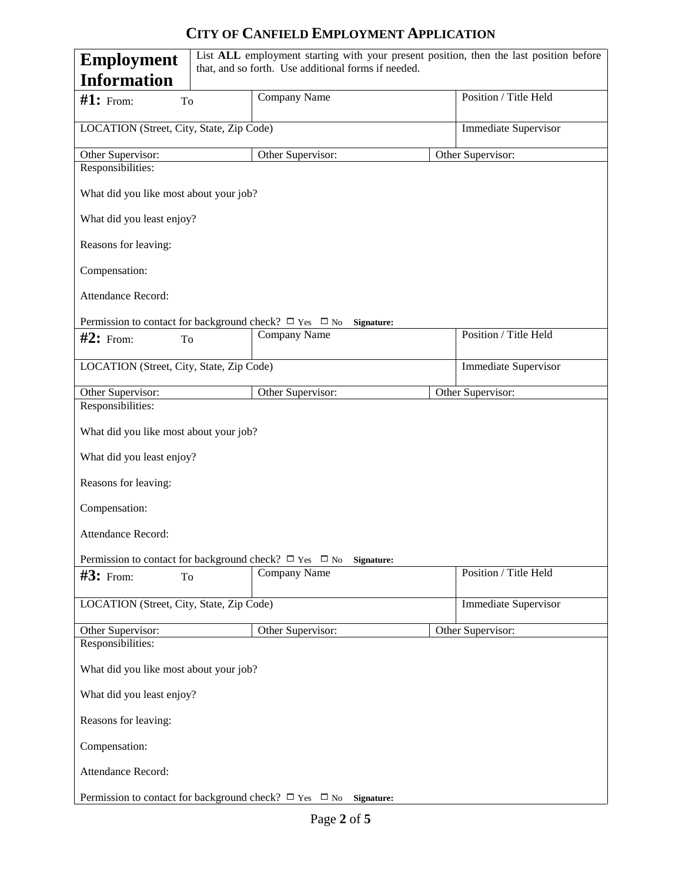# CITY OF CANFIELD EMPLOYMENT APPLICATION

| **Employment Information** | List **ALL** employment starting with your present position, then the last position before that, and so forth. Use additional forms if needed. | |
|---|---|---|
| **#1:** From: To | Company Name | Position / Title Held |
| LOCATION (Street, City, State, Zip Code) | | Immediate Supervisor |
| Other Supervisor: | Other Supervisor: | Other Supervisor: |

Responsibilities:

What did you like most about your job?

What did you least enjoy?

Reasons for leaving:

Compensation:

Attendance Record:

Permission to contact for background check? ☐ Yes ☐ No **Signature:**

| | | |
|---|---|---|
| **#2:** From: To | Company Name | Position / Title Held |
| LOCATION (Street, City, State, Zip Code) | | Immediate Supervisor |
| Other Supervisor: | Other Supervisor: | Other Supervisor: |

Responsibilities:

What did you like most about your job?

What did you least enjoy?

Reasons for leaving:

Compensation:

Attendance Record:

Permission to contact for background check? ☐ Yes ☐ No **Signature:**

| | | |
|---|---|---|
| **#3:** From: To | Company Name | Position / Title Held |
| LOCATION (Street, City, State, Zip Code) | | Immediate Supervisor |
| Other Supervisor: | Other Supervisor: | Other Supervisor: |

Responsibilities:

What did you like most about your job?

What did you least enjoy?

Reasons for leaving:

Compensation:

Attendance Record:

Permission to contact for background check? ☐ Yes ☐ No **Signature:**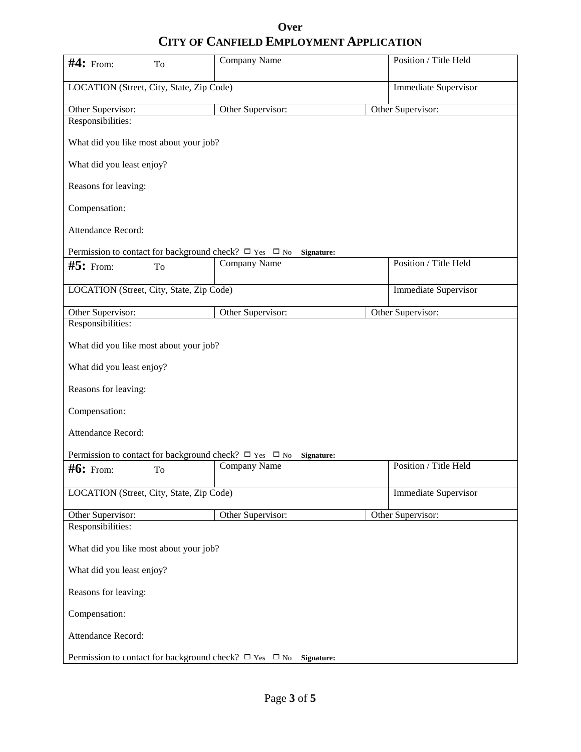**Over**

# CITY OF CANFIELD EMPLOYMENT APPLICATION

| **#4:** From: To | Company Name | Position / Title Held |
|---|---|---|
| LOCATION (Street, City, State, Zip Code) | | Immediate Supervisor |
| Other Supervisor: | Other Supervisor: | Other Supervisor: |

Responsibilities:

What did you like most about your job?

What did you least enjoy?

Reasons for leaving:

Compensation:

Attendance Record:

Permission to contact for background check? ☐ Yes ☐ No **Signature:**

| **#5:** From: To | Company Name | Position / Title Held |
|---|---|---|
| LOCATION (Street, City, State, Zip Code) | | Immediate Supervisor |
| Other Supervisor: | Other Supervisor: | Other Supervisor: |

Responsibilities:

What did you like most about your job?

What did you least enjoy?

Reasons for leaving:

Compensation:

Attendance Record:

Permission to contact for background check? ☐ Yes ☐ No **Signature:**

| **#6:** From: To | Company Name | Position / Title Held |
|---|---|---|
| LOCATION (Street, City, State, Zip Code) | | Immediate Supervisor |
| Other Supervisor: | Other Supervisor: | Other Supervisor: |

Responsibilities:

What did you like most about your job?

What did you least enjoy?

Reasons for leaving:

Compensation:

Attendance Record:

Permission to contact for background check? ☐ Yes ☐ No **Signature:**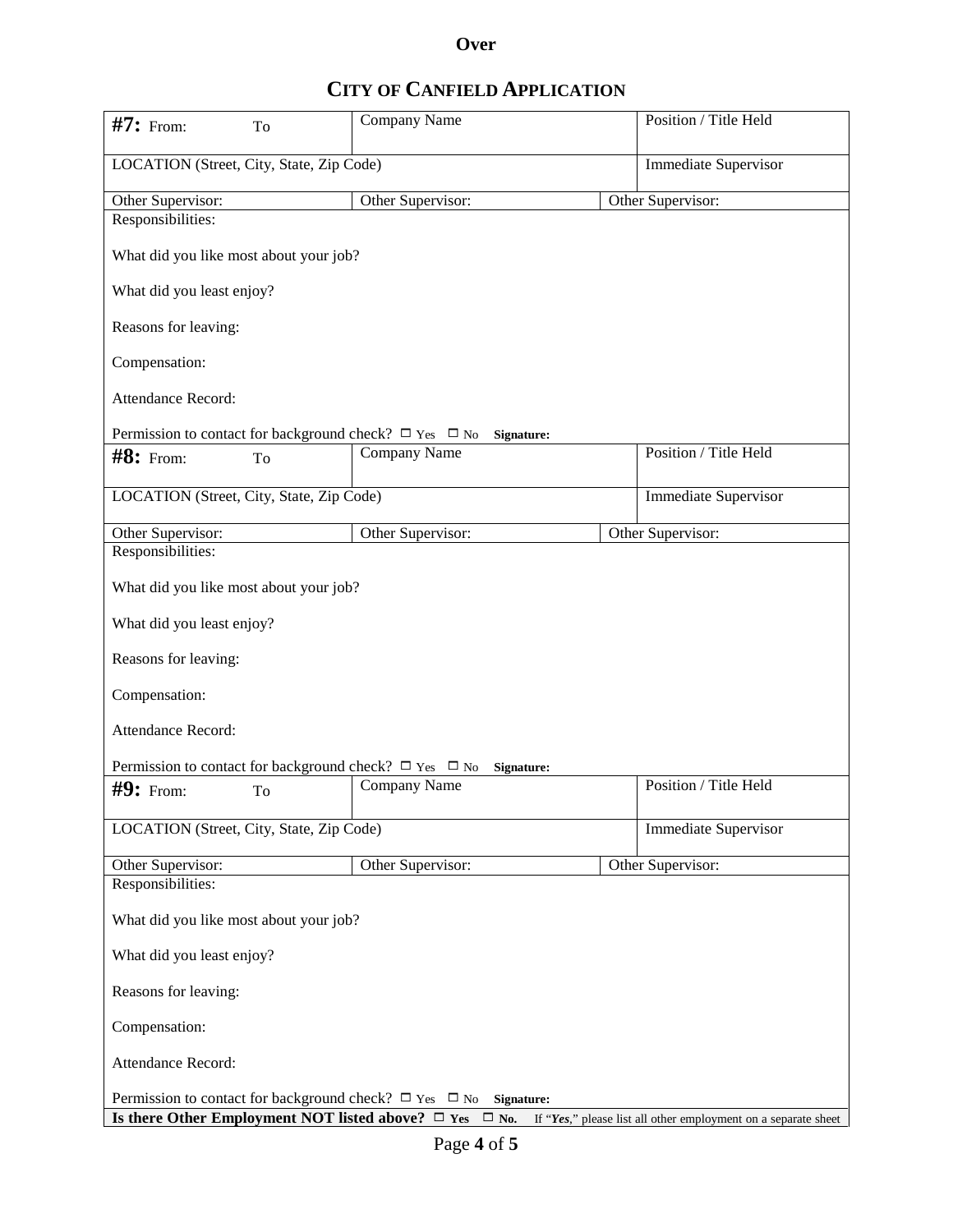**Over**

## CITY OF CANFIELD APPLICATION

| **#7:** From: To | Company Name | Position / Title Held |
|---|---|---|
| LOCATION (Street, City, State, Zip Code) | | Immediate Supervisor |
| Other Supervisor: | Other Supervisor: | Other Supervisor: |

Responsibilities:

What did you like most about your job?

What did you least enjoy?

Reasons for leaving:

Compensation:

Attendance Record:

Permission to contact for background check? ☐ Yes ☐ No **Signature:**

| **#8:** From: To | Company Name | Position / Title Held |
|---|---|---|
| LOCATION (Street, City, State, Zip Code) | | Immediate Supervisor |
| Other Supervisor: | Other Supervisor: | Other Supervisor: |

Responsibilities:

What did you like most about your job?

What did you least enjoy?

Reasons for leaving:

Compensation:

Attendance Record:

Permission to contact for background check? ☐ Yes ☐ No **Signature:**

| **#9:** From: To | Company Name | Position / Title Held |
|---|---|---|
| LOCATION (Street, City, State, Zip Code) | | Immediate Supervisor |
| Other Supervisor: | Other Supervisor: | Other Supervisor: |

Responsibilities:

What did you like most about your job?

What did you least enjoy?

Reasons for leaving:

Compensation:

Attendance Record:

Permission to contact for background check? ☐ Yes ☐ No **Signature:**

**Is there Other Employment NOT listed above?** ☐ **Yes** ☐ **No.** If "***Yes***," please list all other employment on a separate sheet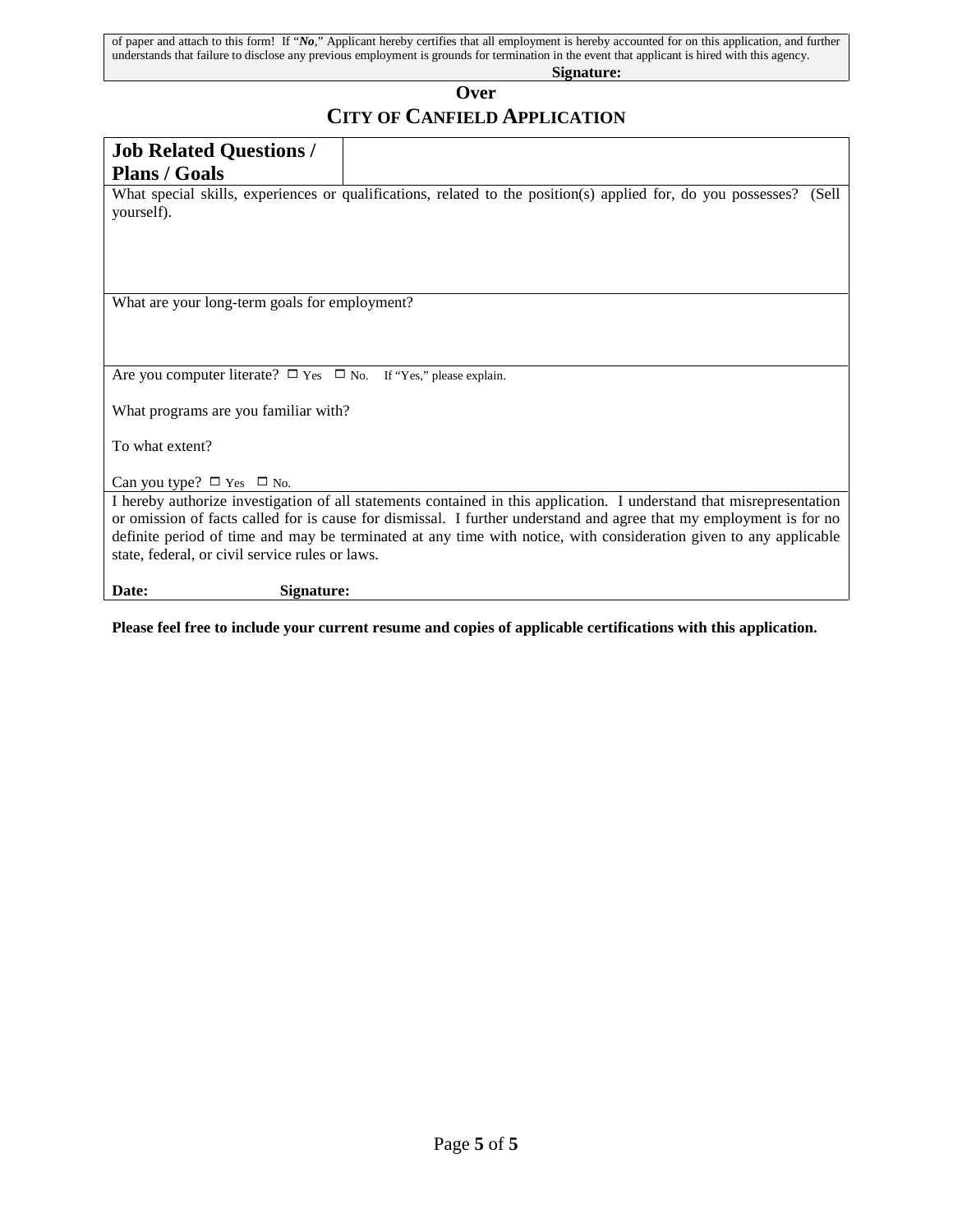of paper and attach to this form! If "***No***," Applicant hereby certifies that all employment is hereby accounted for on this application, and further understands that failure to disclose any previous employment is grounds for termination in the event that applicant is hired with this agency.

**Signature:**

**Over**

## CITY OF CANFIELD APPLICATION

### Job Related Questions / Plans / Goals

What special skills, experiences or qualifications, related to the position(s) applied for, do you possesses? (Sell yourself).

What are your long-term goals for employment?

Are you computer literate? ☐ Yes ☐ No. If "Yes," please explain.

What programs are you familiar with?

To what extent?

Can you type? ☐ Yes ☐ No.

I hereby authorize investigation of all statements contained in this application. I understand that misrepresentation or omission of facts called for is cause for dismissal. I further understand and agree that my employment is for no definite period of time and may be terminated at any time with notice, with consideration given to any applicable state, federal, or civil service rules or laws.

**Date:** **Signature:**

**Please feel free to include your current resume and copies of applicable certifications with this application.**